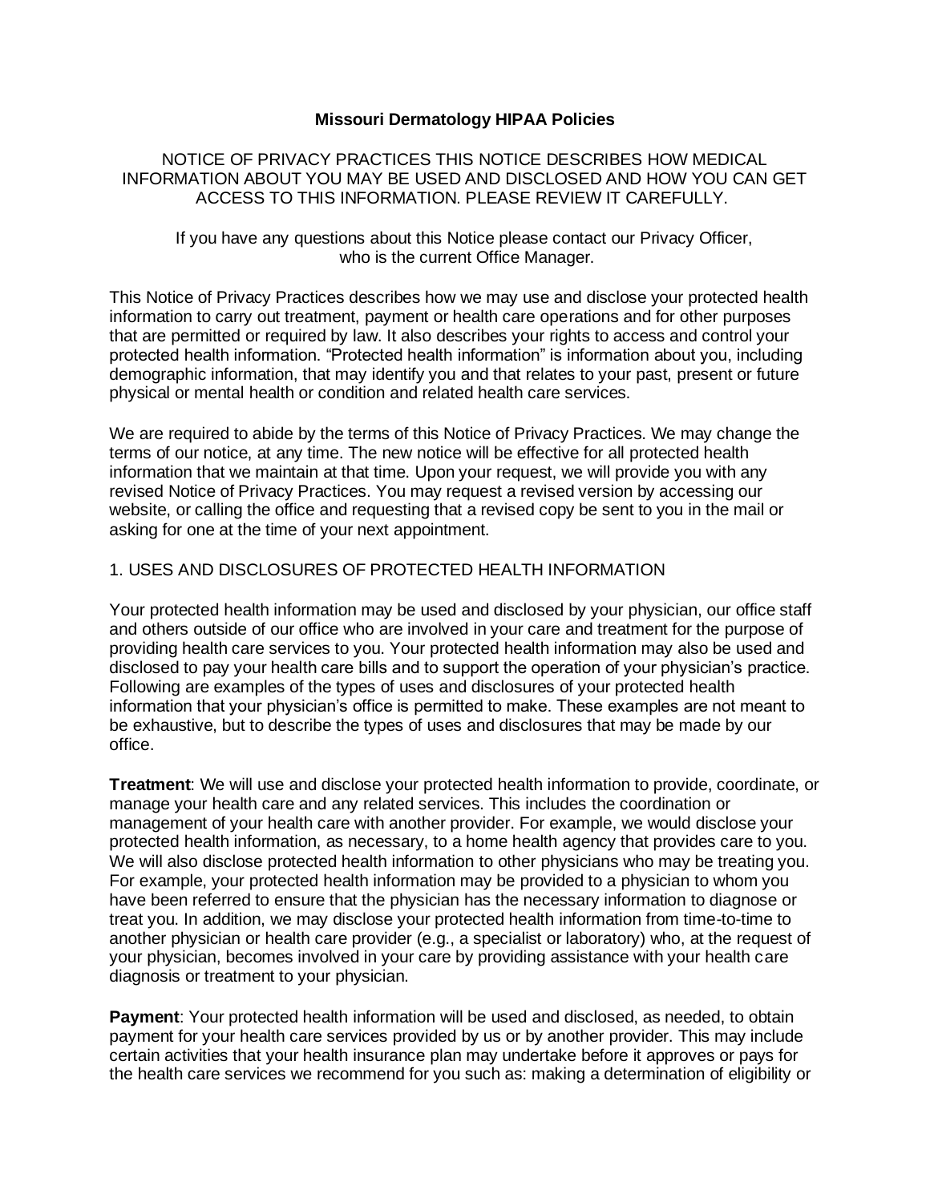# Missouri Dermatology HIPAA Policies

NOTICE OF PRIVACY PRACTICES THIS NOTICE DESCRIBES HOW MEDICAL INFORMATION ABOUT YOU MAY BE USED AND DISCLOSED AND HOW YOU CAN GET ACCESS TO THIS INFORMATION. PLEASE REVIEW IT CAREFULLY.

If you have any questions about this Notice please contact our Privacy Officer, who is the current Office Manager.

This Notice of Privacy Practices describes how we may use and disclose your protected health information to carry out treatment, payment or health care operations and for other purposes that are permitted or required by law. It also describes your rights to access and control your protected health information. "Protected health information" is information about you, including demographic information, that may identify you and that relates to your past, present or future physical or mental health or condition and related health care services.

We are required to abide by the terms of this Notice of Privacy Practices. We may change the terms of our notice, at any time. The new notice will be effective for all protected health information that we maintain at that time. Upon your request, we will provide you with any revised Notice of Privacy Practices. You may request a revised version by accessing our website, or calling the office and requesting that a revised copy be sent to you in the mail or asking for one at the time of your next appointment.

## 1. USES AND DISCLOSURES OF PROTECTED HEALTH INFORMATION

Your protected health information may be used and disclosed by your physician, our office staff and others outside of our office who are involved in your care and treatment for the purpose of providing health care services to you. Your protected health information may also be used and disclosed to pay your health care bills and to support the operation of your physician's practice. Following are examples of the types of uses and disclosures of your protected health information that your physician's office is permitted to make. These examples are not meant to be exhaustive, but to describe the types of uses and disclosures that may be made by our office.

**Treatment**: We will use and disclose your protected health information to provide, coordinate, or manage your health care and any related services. This includes the coordination or management of your health care with another provider. For example, we would disclose your protected health information, as necessary, to a home health agency that provides care to you. We will also disclose protected health information to other physicians who may be treating you. For example, your protected health information may be provided to a physician to whom you have been referred to ensure that the physician has the necessary information to diagnose or treat you. In addition, we may disclose your protected health information from time-to-time to another physician or health care provider (e.g., a specialist or laboratory) who, at the request of your physician, becomes involved in your care by providing assistance with your health care diagnosis or treatment to your physician.

**Payment**: Your protected health information will be used and disclosed, as needed, to obtain payment for your health care services provided by us or by another provider. This may include certain activities that your health insurance plan may undertake before it approves or pays for the health care services we recommend for you such as: making a determination of eligibility or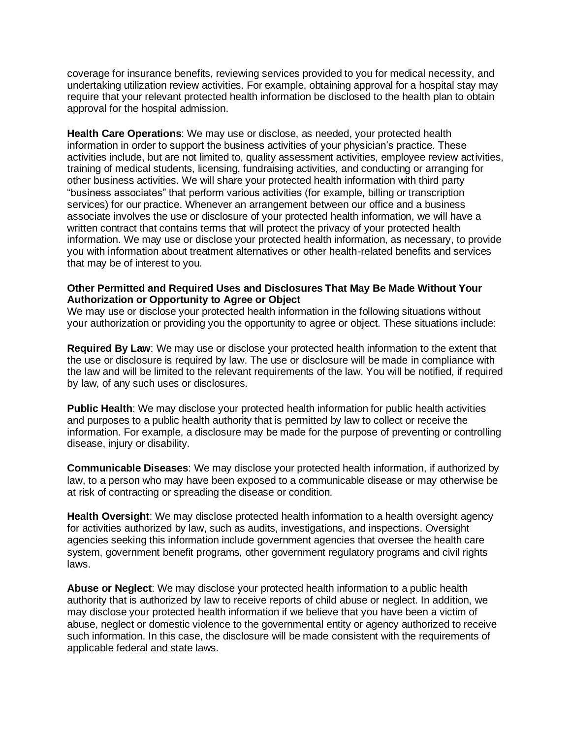coverage for insurance benefits, reviewing services provided to you for medical necessity, and undertaking utilization review activities. For example, obtaining approval for a hospital stay may require that your relevant protected health information be disclosed to the health plan to obtain approval for the hospital admission.

**Health Care Operations**: We may use or disclose, as needed, your protected health information in order to support the business activities of your physician's practice. These activities include, but are not limited to, quality assessment activities, employee review activities, training of medical students, licensing, fundraising activities, and conducting or arranging for other business activities. We will share your protected health information with third party "business associates" that perform various activities (for example, billing or transcription services) for our practice. Whenever an arrangement between our office and a business associate involves the use or disclosure of your protected health information, we will have a written contract that contains terms that will protect the privacy of your protected health information. We may use or disclose your protected health information, as necessary, to provide you with information about treatment alternatives or other health-related benefits and services that may be of interest to you.

**Other Permitted and Required Uses and Disclosures That May Be Made Without Your Authorization or Opportunity to Agree or Object**

We may use or disclose your protected health information in the following situations without your authorization or providing you the opportunity to agree or object. These situations include:

**Required By Law**: We may use or disclose your protected health information to the extent that the use or disclosure is required by law. The use or disclosure will be made in compliance with the law and will be limited to the relevant requirements of the law. You will be notified, if required by law, of any such uses or disclosures.

**Public Health**: We may disclose your protected health information for public health activities and purposes to a public health authority that is permitted by law to collect or receive the information. For example, a disclosure may be made for the purpose of preventing or controlling disease, injury or disability.

**Communicable Diseases**: We may disclose your protected health information, if authorized by law, to a person who may have been exposed to a communicable disease or may otherwise be at risk of contracting or spreading the disease or condition.

**Health Oversight**: We may disclose protected health information to a health oversight agency for activities authorized by law, such as audits, investigations, and inspections. Oversight agencies seeking this information include government agencies that oversee the health care system, government benefit programs, other government regulatory programs and civil rights laws.

**Abuse or Neglect**: We may disclose your protected health information to a public health authority that is authorized by law to receive reports of child abuse or neglect. In addition, we may disclose your protected health information if we believe that you have been a victim of abuse, neglect or domestic violence to the governmental entity or agency authorized to receive such information. In this case, the disclosure will be made consistent with the requirements of applicable federal and state laws.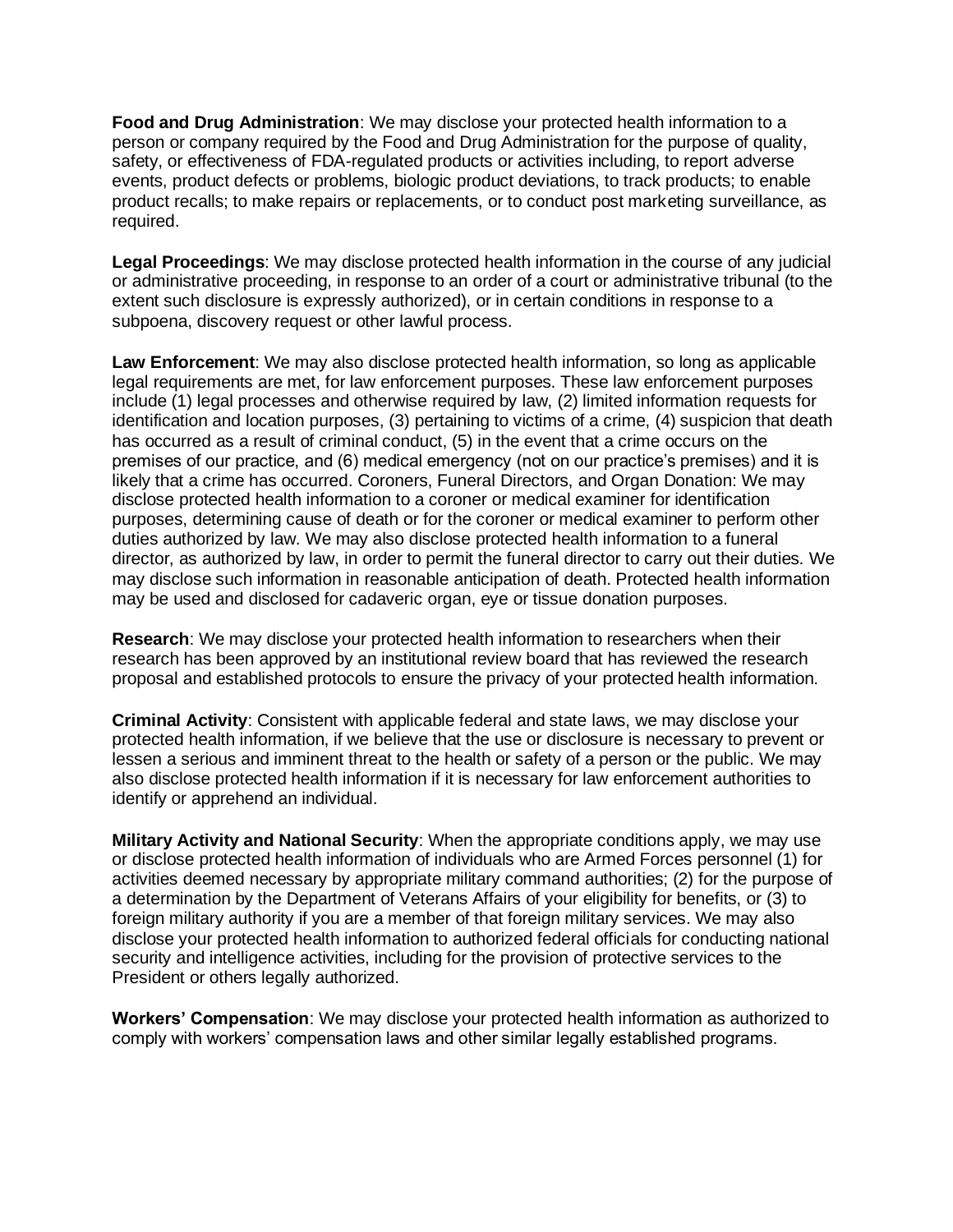**Food and Drug Administration**: We may disclose your protected health information to a person or company required by the Food and Drug Administration for the purpose of quality, safety, or effectiveness of FDA-regulated products or activities including, to report adverse events, product defects or problems, biologic product deviations, to track products; to enable product recalls; to make repairs or replacements, or to conduct post marketing surveillance, as required.

**Legal Proceedings**: We may disclose protected health information in the course of any judicial or administrative proceeding, in response to an order of a court or administrative tribunal (to the extent such disclosure is expressly authorized), or in certain conditions in response to a subpoena, discovery request or other lawful process.

**Law Enforcement**: We may also disclose protected health information, so long as applicable legal requirements are met, for law enforcement purposes. These law enforcement purposes include (1) legal processes and otherwise required by law, (2) limited information requests for identification and location purposes, (3) pertaining to victims of a crime, (4) suspicion that death has occurred as a result of criminal conduct, (5) in the event that a crime occurs on the premises of our practice, and (6) medical emergency (not on our practice's premises) and it is likely that a crime has occurred. Coroners, Funeral Directors, and Organ Donation: We may disclose protected health information to a coroner or medical examiner for identification purposes, determining cause of death or for the coroner or medical examiner to perform other duties authorized by law. We may also disclose protected health information to a funeral director, as authorized by law, in order to permit the funeral director to carry out their duties. We may disclose such information in reasonable anticipation of death. Protected health information may be used and disclosed for cadaveric organ, eye or tissue donation purposes.

**Research**: We may disclose your protected health information to researchers when their research has been approved by an institutional review board that has reviewed the research proposal and established protocols to ensure the privacy of your protected health information.

**Criminal Activity**: Consistent with applicable federal and state laws, we may disclose your protected health information, if we believe that the use or disclosure is necessary to prevent or lessen a serious and imminent threat to the health or safety of a person or the public. We may also disclose protected health information if it is necessary for law enforcement authorities to identify or apprehend an individual.

**Military Activity and National Security**: When the appropriate conditions apply, we may use or disclose protected health information of individuals who are Armed Forces personnel (1) for activities deemed necessary by appropriate military command authorities; (2) for the purpose of a determination by the Department of Veterans Affairs of your eligibility for benefits, or (3) to foreign military authority if you are a member of that foreign military services. We may also disclose your protected health information to authorized federal officials for conducting national security and intelligence activities, including for the provision of protective services to the President or others legally authorized.

**Workers' Compensation**: We may disclose your protected health information as authorized to comply with workers' compensation laws and other similar legally established programs.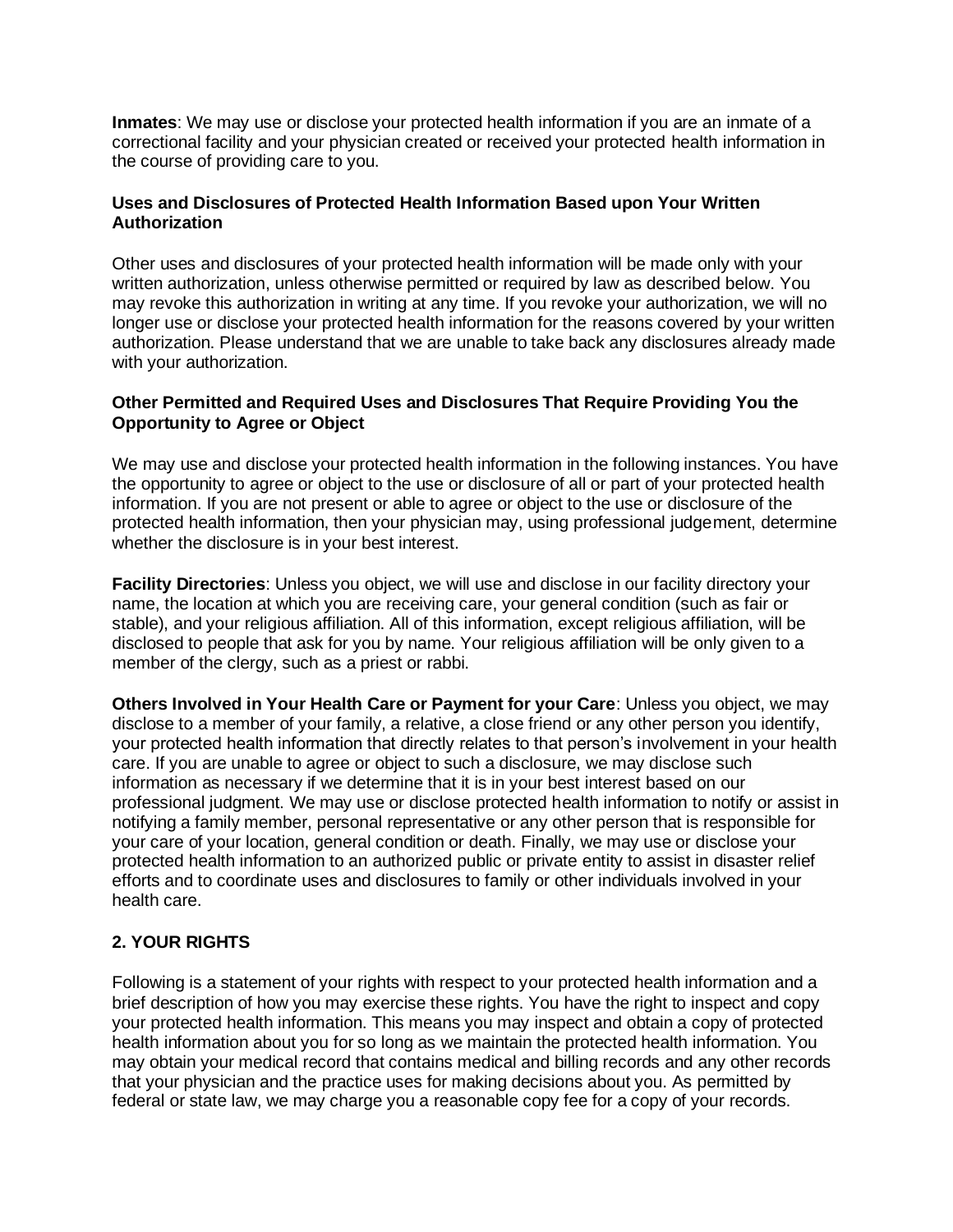**Inmates**: We may use or disclose your protected health information if you are an inmate of a correctional facility and your physician created or received your protected health information in the course of providing care to you.

**Uses and Disclosures of Protected Health Information Based upon Your Written Authorization**

Other uses and disclosures of your protected health information will be made only with your written authorization, unless otherwise permitted or required by law as described below. You may revoke this authorization in writing at any time. If you revoke your authorization, we will no longer use or disclose your protected health information for the reasons covered by your written authorization. Please understand that we are unable to take back any disclosures already made with your authorization.

**Other Permitted and Required Uses and Disclosures That Require Providing You the Opportunity to Agree or Object**

We may use and disclose your protected health information in the following instances. You have the opportunity to agree or object to the use or disclosure of all or part of your protected health information. If you are not present or able to agree or object to the use or disclosure of the protected health information, then your physician may, using professional judgement, determine whether the disclosure is in your best interest.

**Facility Directories**: Unless you object, we will use and disclose in our facility directory your name, the location at which you are receiving care, your general condition (such as fair or stable), and your religious affiliation. All of this information, except religious affiliation, will be disclosed to people that ask for you by name. Your religious affiliation will be only given to a member of the clergy, such as a priest or rabbi.

**Others Involved in Your Health Care or Payment for your Care**: Unless you object, we may disclose to a member of your family, a relative, a close friend or any other person you identify, your protected health information that directly relates to that person's involvement in your health care. If you are unable to agree or object to such a disclosure, we may disclose such information as necessary if we determine that it is in your best interest based on our professional judgment. We may use or disclose protected health information to notify or assist in notifying a family member, personal representative or any other person that is responsible for your care of your location, general condition or death. Finally, we may use or disclose your protected health information to an authorized public or private entity to assist in disaster relief efforts and to coordinate uses and disclosures to family or other individuals involved in your health care.

## 2. YOUR RIGHTS

Following is a statement of your rights with respect to your protected health information and a brief description of how you may exercise these rights. You have the right to inspect and copy your protected health information. This means you may inspect and obtain a copy of protected health information about you for so long as we maintain the protected health information. You may obtain your medical record that contains medical and billing records and any other records that your physician and the practice uses for making decisions about you. As permitted by federal or state law, we may charge you a reasonable copy fee for a copy of your records.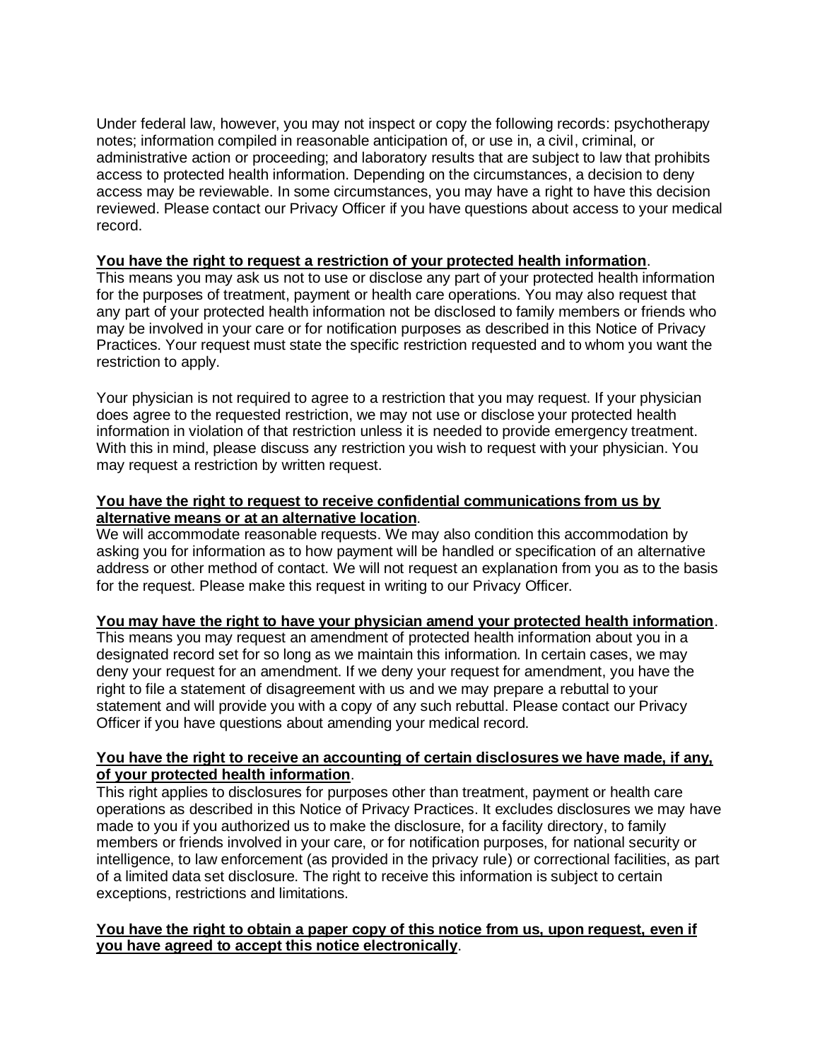Under federal law, however, you may not inspect or copy the following records: psychotherapy notes; information compiled in reasonable anticipation of, or use in, a civil, criminal, or administrative action or proceeding; and laboratory results that are subject to law that prohibits access to protected health information. Depending on the circumstances, a decision to deny access may be reviewable. In some circumstances, you may have a right to have this decision reviewed. Please contact our Privacy Officer if you have questions about access to your medical record.

**<u>You have the right to request a restriction of your protected health information</u>**.
This means you may ask us not to use or disclose any part of your protected health information for the purposes of treatment, payment or health care operations. You may also request that any part of your protected health information not be disclosed to family members or friends who may be involved in your care or for notification purposes as described in this Notice of Privacy Practices. Your request must state the specific restriction requested and to whom you want the restriction to apply.

Your physician is not required to agree to a restriction that you may request. If your physician does agree to the requested restriction, we may not use or disclose your protected health information in violation of that restriction unless it is needed to provide emergency treatment. With this in mind, please discuss any restriction you wish to request with your physician. You may request a restriction by written request.

**<u>You have the right to request to receive confidential communications from us by alternative means or at an alternative location</u>**.
We will accommodate reasonable requests. We may also condition this accommodation by asking you for information as to how payment will be handled or specification of an alternative address or other method of contact. We will not request an explanation from you as to the basis for the request. Please make this request in writing to our Privacy Officer.

**<u>You may have the right to have your physician amend your protected health information</u>**.
This means you may request an amendment of protected health information about you in a designated record set for so long as we maintain this information. In certain cases, we may deny your request for an amendment. If we deny your request for amendment, you have the right to file a statement of disagreement with us and we may prepare a rebuttal to your statement and will provide you with a copy of any such rebuttal. Please contact our Privacy Officer if you have questions about amending your medical record.

**<u>You have the right to receive an accounting of certain disclosures we have made, if any, of your protected health information</u>**.
This right applies to disclosures for purposes other than treatment, payment or health care operations as described in this Notice of Privacy Practices. It excludes disclosures we may have made to you if you authorized us to make the disclosure, for a facility directory, to family members or friends involved in your care, or for notification purposes, for national security or intelligence, to law enforcement (as provided in the privacy rule) or correctional facilities, as part of a limited data set disclosure. The right to receive this information is subject to certain exceptions, restrictions and limitations.

**<u>You have the right to obtain a paper copy of this notice from us, upon request, even if you have agreed to accept this notice electronically</u>**.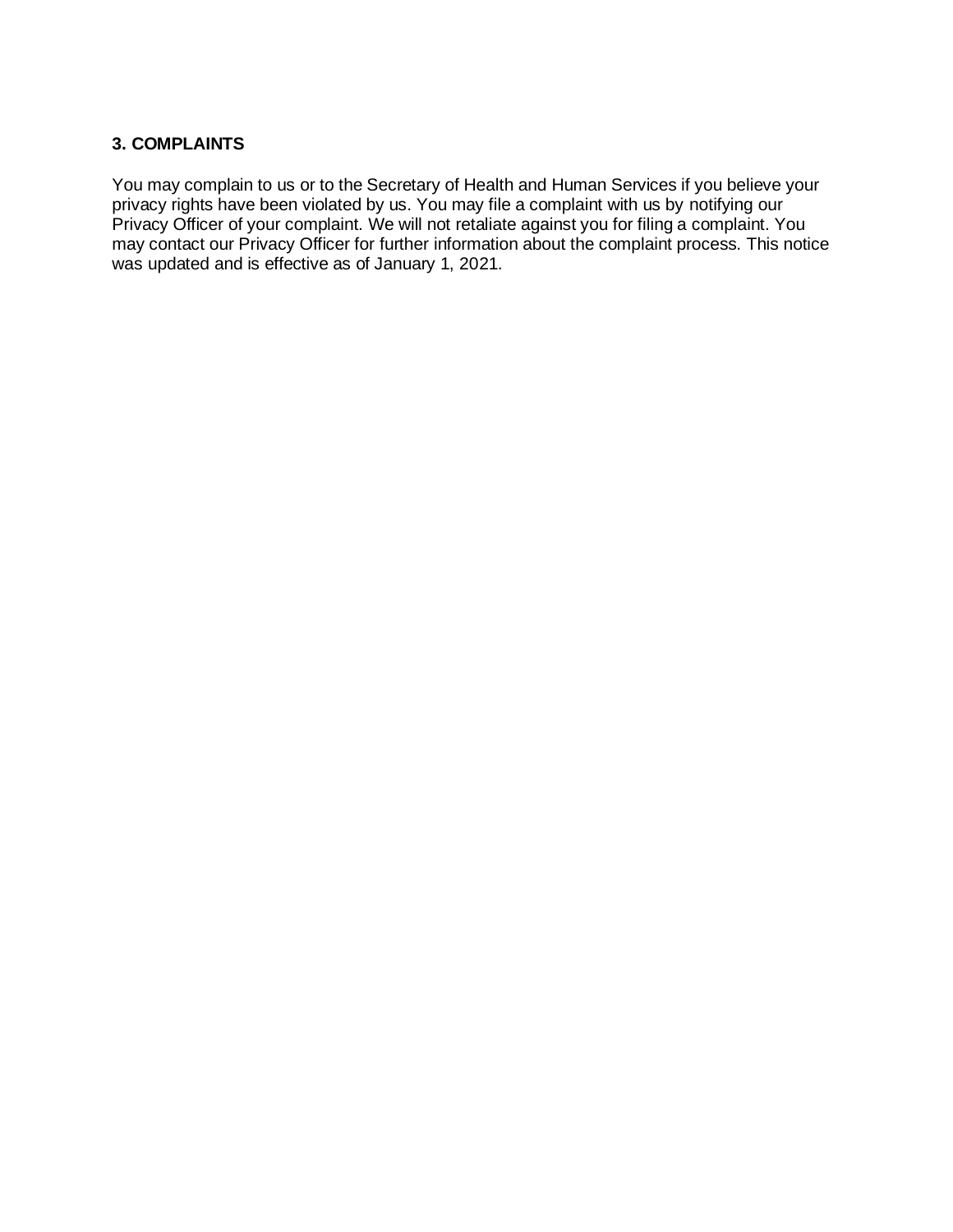## 3. COMPLAINTS

You may complain to us or to the Secretary of Health and Human Services if you believe your privacy rights have been violated by us. You may file a complaint with us by notifying our Privacy Officer of your complaint. We will not retaliate against you for filing a complaint. You may contact our Privacy Officer for further information about the complaint process. This notice was updated and is effective as of January 1, 2021.